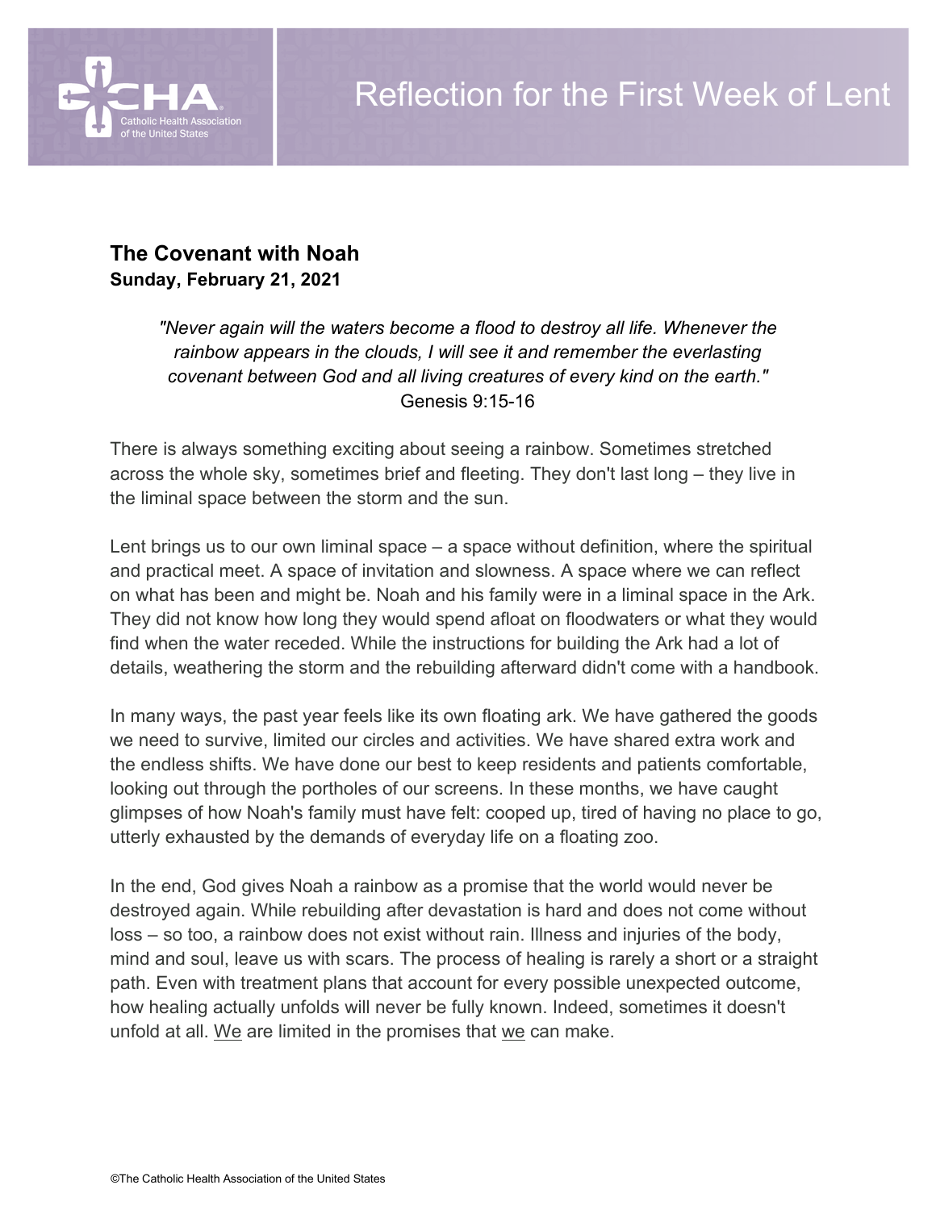# Reflection for the First Week of Lent

## The Covenant with Noah

**Sunday, February 21, 2021**

> *"Never again will the waters become a flood to destroy all life. Whenever the rainbow appears in the clouds, I will see it and remember the everlasting covenant between God and all living creatures of every kind on the earth."*
> Genesis 9:15-16

There is always something exciting about seeing a rainbow. Sometimes stretched across the whole sky, sometimes brief and fleeting. They don't last long – they live in the liminal space between the storm and the sun.

Lent brings us to our own liminal space – a space without definition, where the spiritual and practical meet. A space of invitation and slowness. A space where we can reflect on what has been and might be. Noah and his family were in a liminal space in the Ark. They did not know how long they would spend afloat on floodwaters or what they would find when the water receded. While the instructions for building the Ark had a lot of details, weathering the storm and the rebuilding afterward didn't come with a handbook.

In many ways, the past year feels like its own floating ark. We have gathered the goods we need to survive, limited our circles and activities. We have shared extra work and the endless shifts. We have done our best to keep residents and patients comfortable, looking out through the portholes of our screens. In these months, we have caught glimpses of how Noah's family must have felt: cooped up, tired of having no place to go, utterly exhausted by the demands of everyday life on a floating zoo.

In the end, God gives Noah a rainbow as a promise that the world would never be destroyed again. While rebuilding after devastation is hard and does not come without loss – so too, a rainbow does not exist without rain. Illness and injuries of the body, mind and soul, leave us with scars. The process of healing is rarely a short or a straight path. Even with treatment plans that account for every possible unexpected outcome, how healing actually unfolds will never be fully known. Indeed, sometimes it doesn't unfold at all. <u>We</u> are limited in the promises that <u>we</u> can make.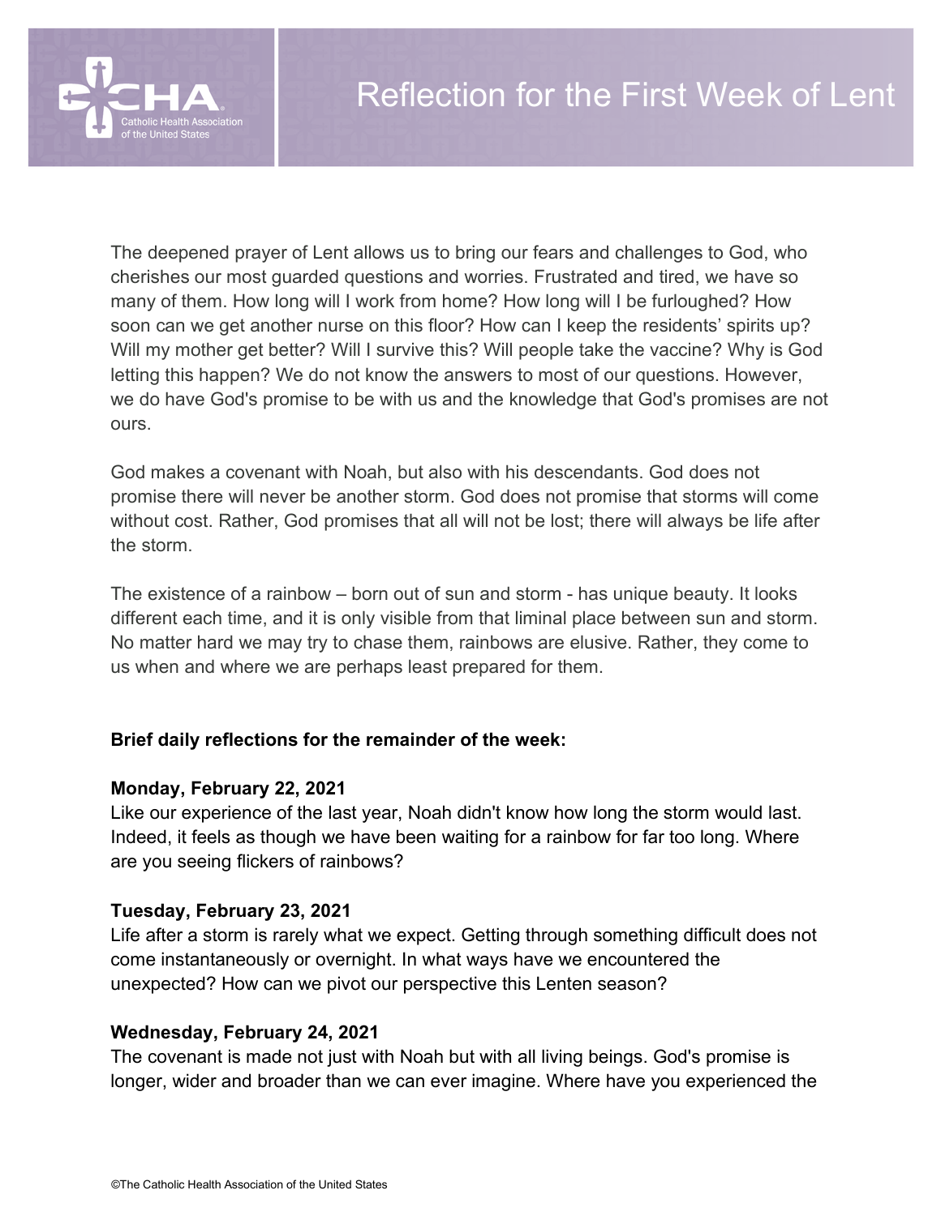# Reflection for the First Week of Lent

The deepened prayer of Lent allows us to bring our fears and challenges to God, who cherishes our most guarded questions and worries. Frustrated and tired, we have so many of them. How long will I work from home? How long will I be furloughed? How soon can we get another nurse on this floor? How can I keep the residents' spirits up? Will my mother get better? Will I survive this? Will people take the vaccine? Why is God letting this happen? We do not know the answers to most of our questions. However, we do have God's promise to be with us and the knowledge that God's promises are not ours.

God makes a covenant with Noah, but also with his descendants. God does not promise there will never be another storm. God does not promise that storms will come without cost. Rather, God promises that all will not be lost; there will always be life after the storm.

The existence of a rainbow – born out of sun and storm - has unique beauty. It looks different each time, and it is only visible from that liminal place between sun and storm. No matter hard we may try to chase them, rainbows are elusive. Rather, they come to us when and where we are perhaps least prepared for them.

**Brief daily reflections for the remainder of the week:**

**Monday, February 22, 2021**
Like our experience of the last year, Noah didn't know how long the storm would last. Indeed, it feels as though we have been waiting for a rainbow for far too long. Where are you seeing flickers of rainbows?

**Tuesday, February 23, 2021**
Life after a storm is rarely what we expect. Getting through something difficult does not come instantaneously or overnight. In what ways have we encountered the unexpected? How can we pivot our perspective this Lenten season?

**Wednesday, February 24, 2021**
The covenant is made not just with Noah but with all living beings. God's promise is longer, wider and broader than we can ever imagine. Where have you experienced the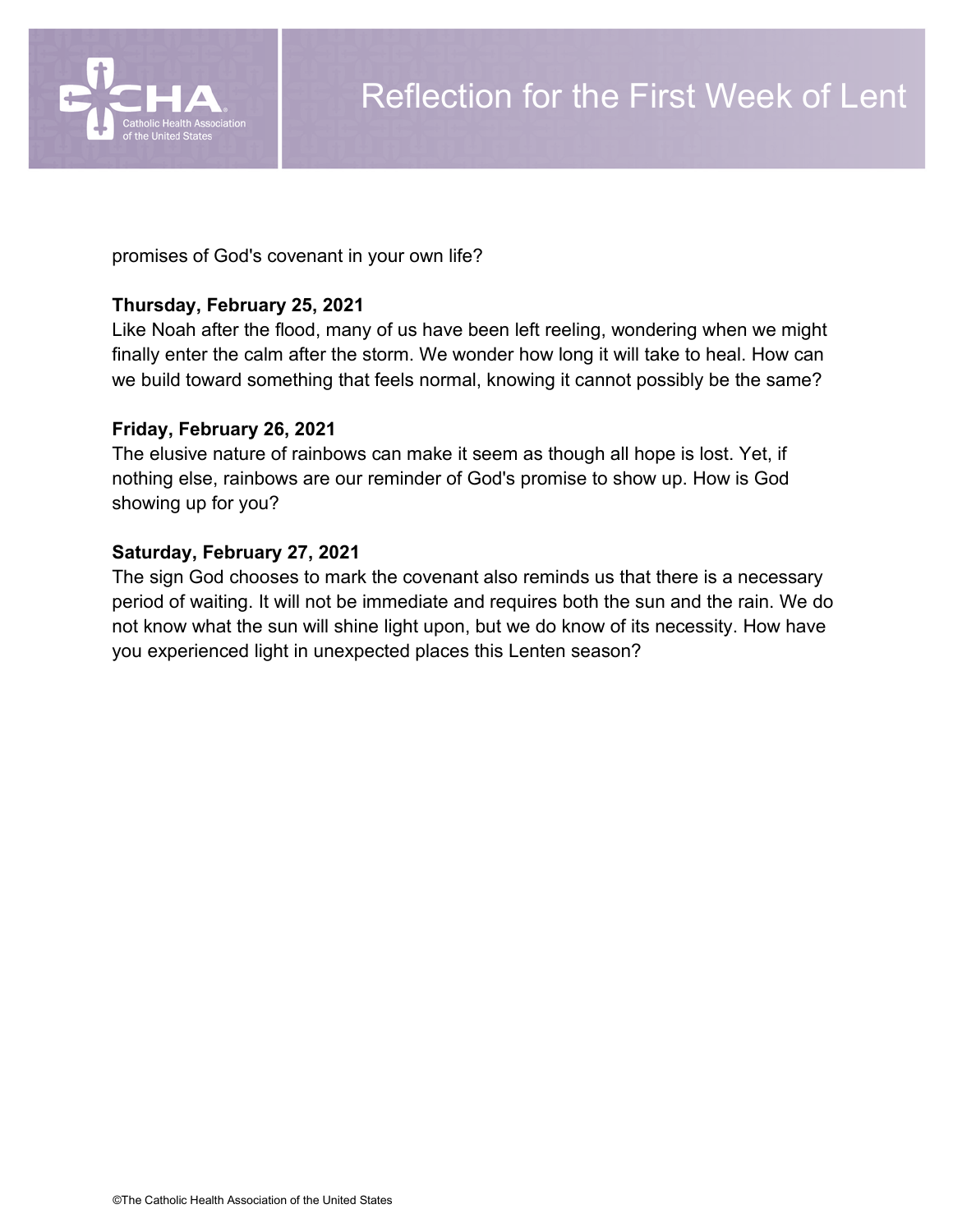promises of God's covenant in your own life?

**Thursday, February 25, 2021**
Like Noah after the flood, many of us have been left reeling, wondering when we might finally enter the calm after the storm. We wonder how long it will take to heal. How can we build toward something that feels normal, knowing it cannot possibly be the same?

**Friday, February 26, 2021**
The elusive nature of rainbows can make it seem as though all hope is lost. Yet, if nothing else, rainbows are our reminder of God's promise to show up. How is God showing up for you?

**Saturday, February 27, 2021**
The sign God chooses to mark the covenant also reminds us that there is a necessary period of waiting. It will not be immediate and requires both the sun and the rain. We do not know what the sun will shine light upon, but we do know of its necessity. How have you experienced light in unexpected places this Lenten season?